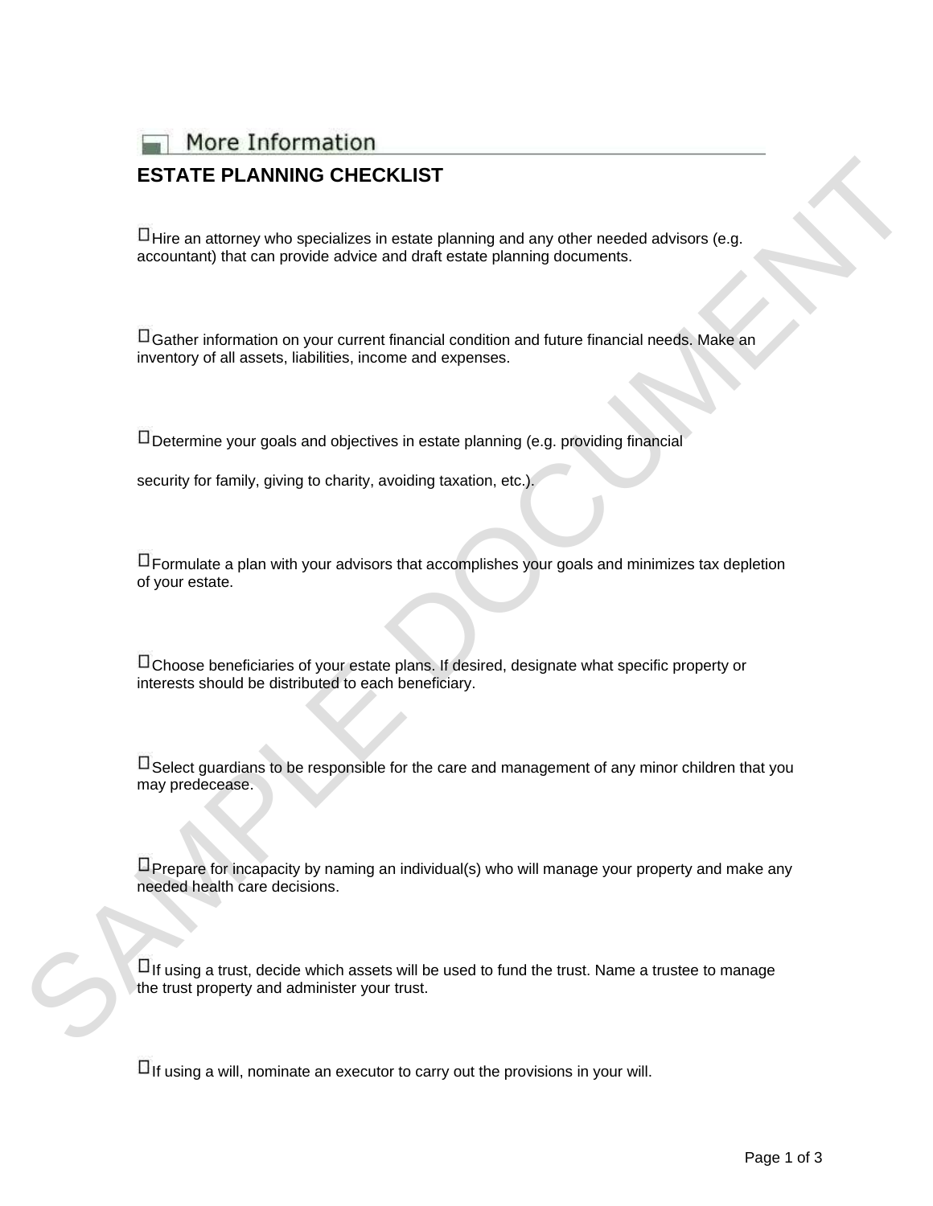More Information

# ESTATE PLANNING CHECKLIST

☐ Hire an attorney who specializes in estate planning and any other needed advisors (e.g. accountant) that can provide advice and draft estate planning documents.

☐ Gather information on your current financial condition and future financial needs. Make an inventory of all assets, liabilities, income and expenses.

☐ Determine your goals and objectives in estate planning (e.g. providing financial security for family, giving to charity, avoiding taxation, etc.).

☐ Formulate a plan with your advisors that accomplishes your goals and minimizes tax depletion of your estate.

☐ Choose beneficiaries of your estate plans. If desired, designate what specific property or interests should be distributed to each beneficiary.

☐ Select guardians to be responsible for the care and management of any minor children that you may predecease.

☐ Prepare for incapacity by naming an individual(s) who will manage your property and make any needed health care decisions.

☐ If using a trust, decide which assets will be used to fund the trust. Name a trustee to manage the trust property and administer your trust.

☐ If using a will, nominate an executor to carry out the provisions in your will.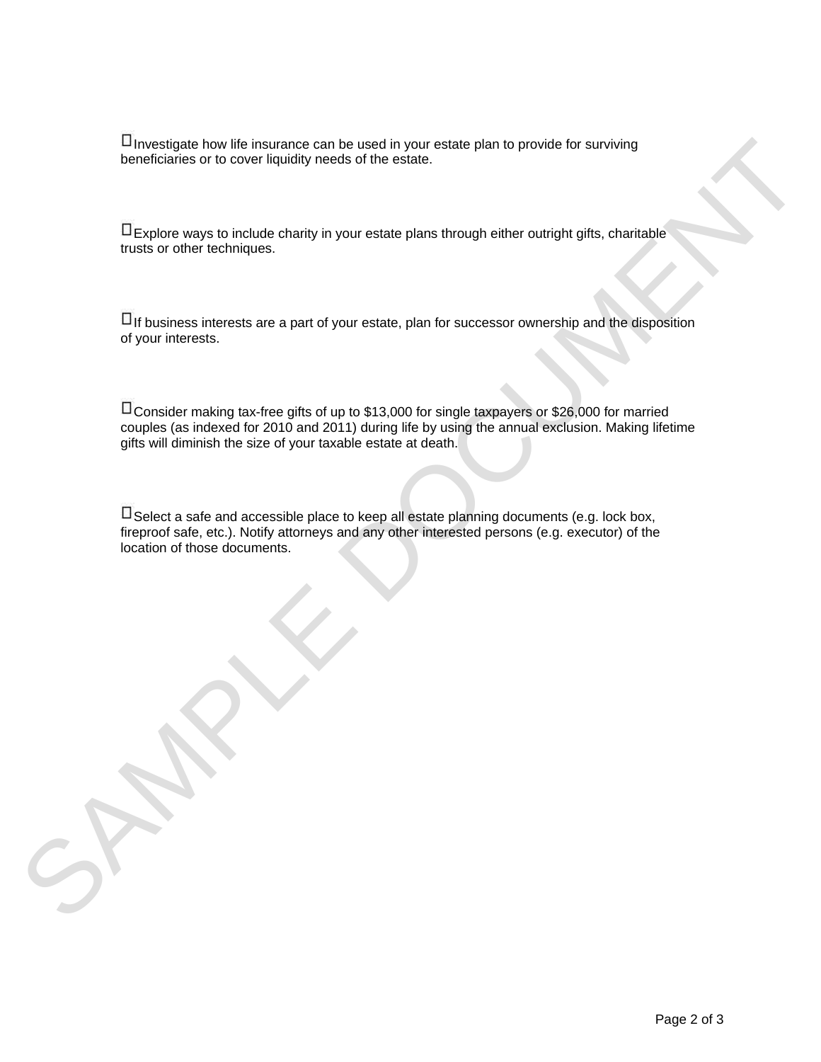- [ ] Investigate how life insurance can be used in your estate plan to provide for surviving beneficiaries or to cover liquidity needs of the estate.

- [ ] Explore ways to include charity in your estate plans through either outright gifts, charitable trusts or other techniques.

- [ ] If business interests are a part of your estate, plan for successor ownership and the disposition of your interests.

- [ ] Consider making tax-free gifts of up to $13,000 for single taxpayers or $26,000 for married couples (as indexed for 2010 and 2011) during life by using the annual exclusion. Making lifetime gifts will diminish the size of your taxable estate at death.

- [ ] Select a safe and accessible place to keep all estate planning documents (e.g. lock box, fireproof safe, etc.). Notify attorneys and any other interested persons (e.g. executor) of the location of those documents.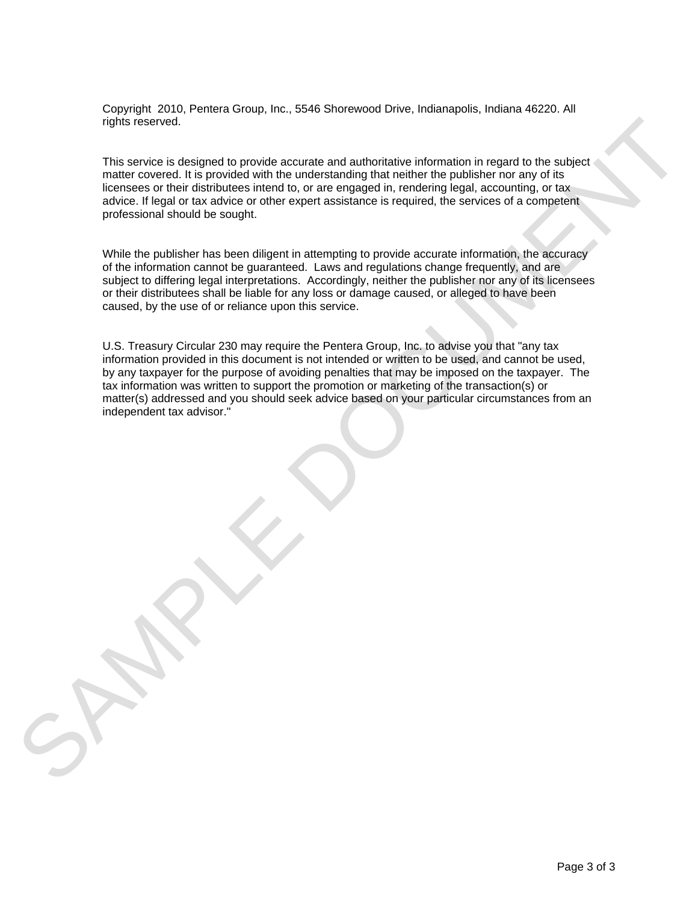Copyright 2010, Pentera Group, Inc., 5546 Shorewood Drive, Indianapolis, Indiana 46220. All rights reserved.

This service is designed to provide accurate and authoritative information in regard to the subject matter covered. It is provided with the understanding that neither the publisher nor any of its licensees or their distributees intend to, or are engaged in, rendering legal, accounting, or tax advice. If legal or tax advice or other expert assistance is required, the services of a competent professional should be sought.

While the publisher has been diligent in attempting to provide accurate information, the accuracy of the information cannot be guaranteed. Laws and regulations change frequently, and are subject to differing legal interpretations. Accordingly, neither the publisher nor any of its licensees or their distributees shall be liable for any loss or damage caused, or alleged to have been caused, by the use of or reliance upon this service.

U.S. Treasury Circular 230 may require the Pentera Group, Inc. to advise you that "any tax information provided in this document is not intended or written to be used, and cannot be used, by any taxpayer for the purpose of avoiding penalties that may be imposed on the taxpayer. The tax information was written to support the promotion or marketing of the transaction(s) or matter(s) addressed and you should seek advice based on your particular circumstances from an independent tax advisor."